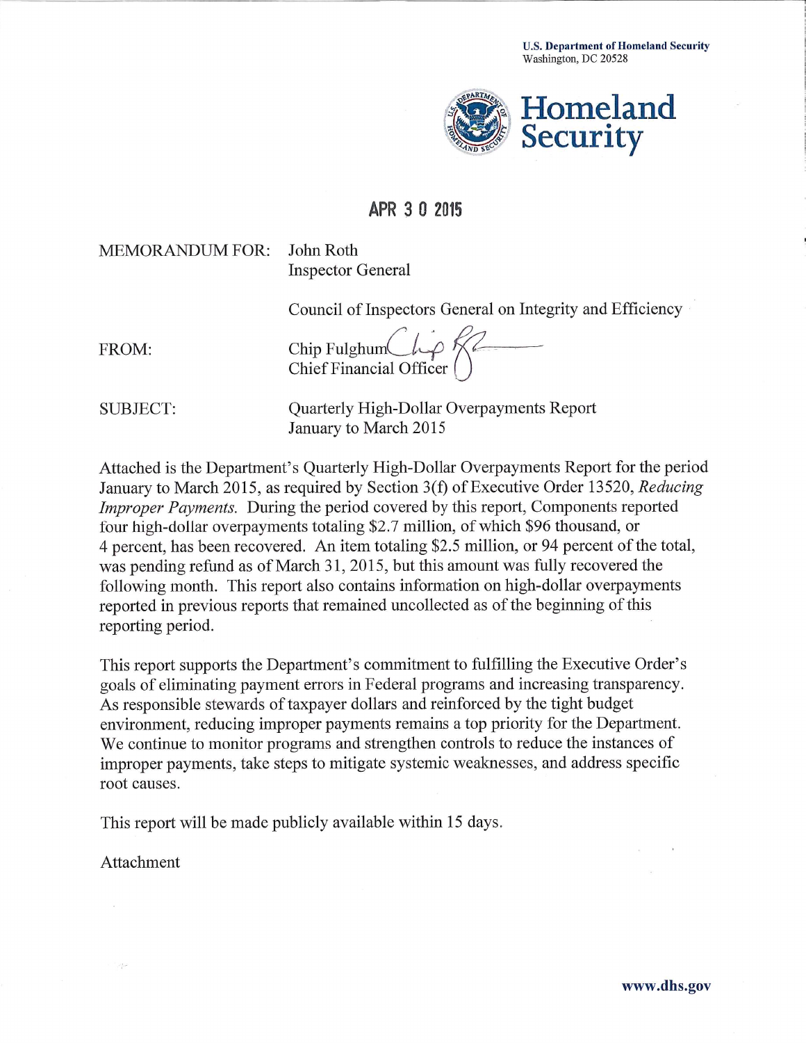U.S. Department of Homeland Security
Washington, DC 20528

**Homeland Security**

APR 30 2015

MEMORANDUM FOR: John Roth
Inspector General

Council of Inspectors General on Integrity and Efficiency

FROM: Chip Fulghum
Chief Financial Officer

SUBJECT: Quarterly High-Dollar Overpayments Report
January to March 2015

Attached is the Department's Quarterly High-Dollar Overpayments Report for the period January to March 2015, as required by Section 3(f) of Executive Order 13520, *Reducing Improper Payments.* During the period covered by this report, Components reported four high-dollar overpayments totaling $2.7 million, of which $96 thousand, or 4 percent, has been recovered. An item totaling $2.5 million, or 94 percent of the total, was pending refund as of March 31, 2015, but this amount was fully recovered the following month. This report also contains information on high-dollar overpayments reported in previous reports that remained uncollected as of the beginning of this reporting period.

This report supports the Department's commitment to fulfilling the Executive Order's goals of eliminating payment errors in Federal programs and increasing transparency. As responsible stewards of taxpayer dollars and reinforced by the tight budget environment, reducing improper payments remains a top priority for the Department. We continue to monitor programs and strengthen controls to reduce the instances of improper payments, take steps to mitigate systemic weaknesses, and address specific root causes.

This report will be made publicly available within 15 days.

Attachment

www.dhs.gov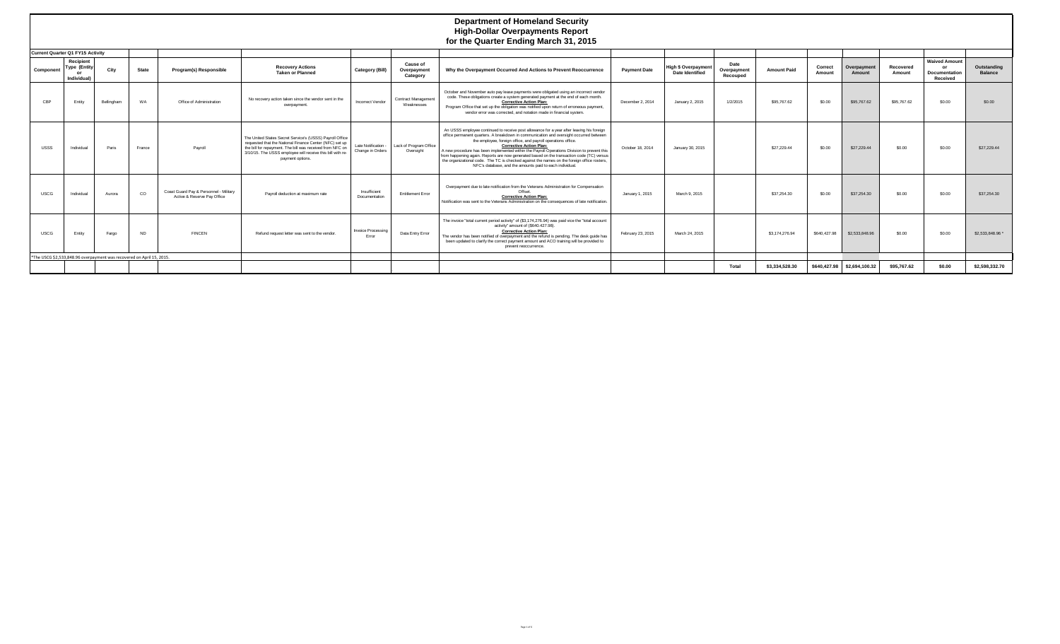# Department of Homeland Security
## High-Dollar Overpayments Report
### for the Quarter Ending March 31, 2015

**Current Quarter Q1 FY15 Activity**

| Component | Recipient Type (Entity or Individual) | City | State | Program(s) Responsible | Recovery Actions Taken or Planned | Category (Bill) | Cause of Overpayment Category | Why the Overpayment Occurred And Actions to Prevent Reoccurrence | Payment Date | High $ Overpayment Date Identified | Date Overpayment Recouped | Amount Paid | Correct Amount | Overpayment Amount | Recovered Amount | Waived Amount or Documentation Received | Outstanding Balance |
|---|---|---|---|---|---|---|---|---|---|---|---|---|---|---|---|---|---|
| CBP | Entity | Bellingham | WA | Office of Administration | No recovery action taken since the vendor sent in the overpayment. | Incorrect Vendor | Contract Management Weaknesses | October and November auto pay lease payments were obligated using an incorrect vendor code. These obligations create a system generated payment at the end of each month. **Corrective Action Plan:** Program Office that set up the obligation was notified upon return of erroneous payment, vendor error was corrected, and notation made in financial system. | December 2, 2014 | January 2, 2015 | 1/2/2015 | $95,767.62 | $0.00 | $95,767.62 | $95,767.62 | $0.00 | $0.00 |
| USSS | Individual | Paris | France | Payroll | The United States Secret Service's (USSS) Payroll Office requested that the National Finance Center (NFC) set up the bill for repayment. The bill was received from NFC on 3/10/15. The USSS employee will receive this bill with re-payment options. | Late Notification - Change in Orders | Lack of Program Office Oversight | An USSS employee continued to receive post allowance for a year after leaving his foreign office permanent quarters. A breakdown in communication and oversight occurred between the employee, foreign office, and payroll operations office. **Corrective Action Plan:** A new procedure has been implemented within the Payroll Operations Division to prevent this from happening again. Reports are now generated based on the transaction code (TC) versus the organizational code. The TC is checked against the names on the foreign office rosters, NFC's database, and the amounts paid to each individual. | October 18, 2014 | January 30, 2015 | | $27,229.44 | $0.00 | $27,229.44 | $0.00 | $0.00 | $27,229.44 |
| USCG | Individual | Aurora | CO | Coast Guard Pay & Personnel - Military Active & Reserve Pay Office | Payroll deduction at maximum rate | Insufficient Documentation | Entitlement Error | Overpayment due to late notification from the Veterans Administration for Compensation Offset. **Corrective Action Plan:** Notification was sent to the Veterans Administration on the consequences of late notification. | January 1, 2015 | March 9, 2015 | | $37,254.30 | $0.00 | $37,254.30 | $0.00 | $0.00 | $37,254.30 |
| USCG | Entity | Fargo | ND | FINCEN | Refund request letter was sent to the vendor. | Invoice Processing Error | Data Entry Error | The invoice "total current period activity" of ($3,174,276.94) was paid vice the "total account activity" amount of ($640,427.98). **Corrective Action Plan:** The vendor has been notified of overpayment and the refund is pending. The desk guide has been updated to clarify the correct payment amount and ACO training will be provided to prevent reoccurrence. | February 23, 2015 | March 24, 2015 | | $3,174,276.94 | $640,427.98 | $2,533,848.96 | $0.00 | $0.00 | $2,533,848.96 * |
| | | | | | | | | | | | **Total** | **$3,334,528.30** | **$640,427.98** | **$2,694,100.32** | **$95,767.62** | **$0.00** | **$2,598,332.70** |

*The USCG $2,533,848.96 overpayment was recovered on April 15, 2015.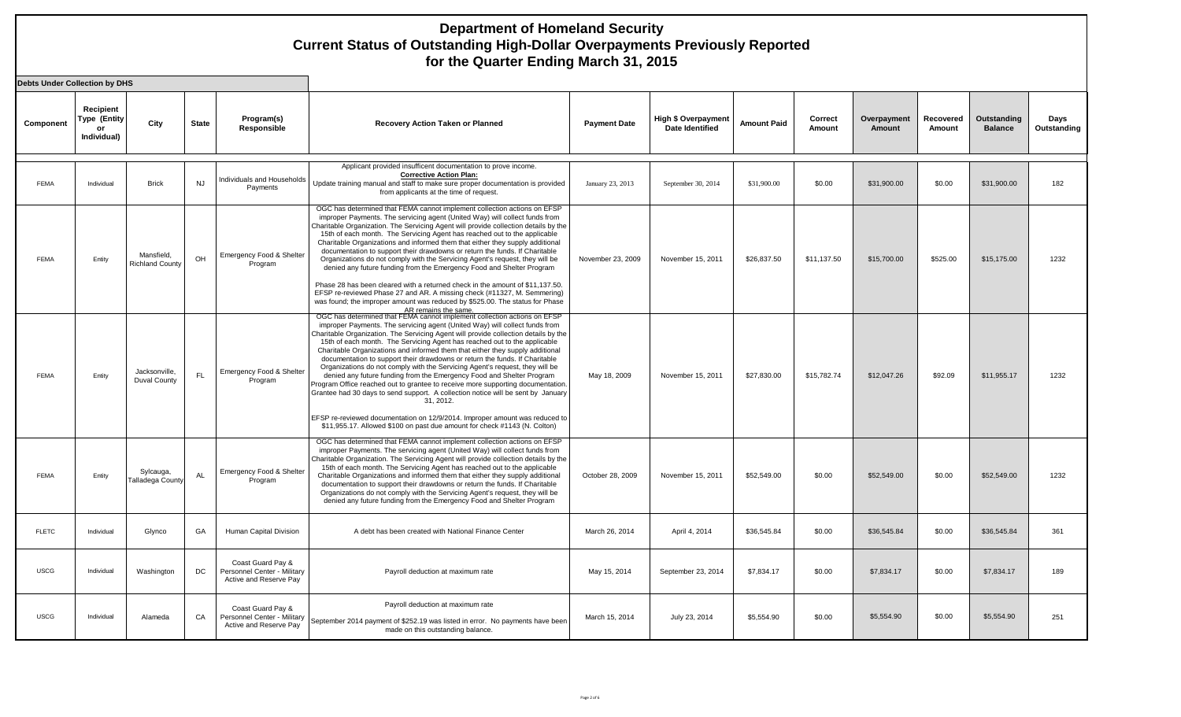# Department of Homeland Security
## Current Status of Outstanding High-Dollar Overpayments Previously Reported
## for the Quarter Ending March 31, 2015

**Debts Under Collection by DHS**

| Component | Recipient Type (Entity or Individual) | City | State | Program(s) Responsible | Recovery Action Taken or Planned | Payment Date | High $ Overpayment Date Identified | Amount Paid | Correct Amount | Overpayment Amount | Recovered Amount | Outstanding Balance | Days Outstanding |
|---|---|---|---|---|---|---|---|---|---|---|---|---|---|
| FEMA | Individual | Brick | NJ | Individuals and Households Payments | Applicant provided insufficent documentation to prove income. **Corrective Action Plan:** Update training manual and staff to make sure proper documentation is provided from applicants at the time of request. | January 23, 2013 | September 30, 2014 | $31,900.00 | $0.00 | $31,900.00 | $0.00 | $31,900.00 | 182 |
| FEMA | Entity | Mansfield, Richland County | OH | Emergency Food & Shelter Program | OGC has determined that FEMA cannot implement collection actions on EFSP improper Payments. The servicing agent (United Way) will collect funds from Charitable Organization. The Servicing Agent will provide collection details by the 15th of each month. The Servicing Agent has reached out to the applicable Charitable Organizations and informed them that either they supply additional documentation to support their drawdowns or return the funds. If Charitable Organizations do not comply with the Servicing Agent's request, they will be denied any future funding from the Emergency Food and Shelter Program<br><br>Phase 28 has been cleared with a returned check in the amount of $11,137.50. EFSP re-reviewed Phase 27 and AR. A missing check (#11327, M. Semmering) was found; the improper amount was reduced by $525.00. The status for Phase AR remains the same. | November 23, 2009 | November 15, 2011 | $26,837.50 | $11,137.50 | $15,700.00 | $525.00 | $15,175.00 | 1232 |
| FEMA | Entity | Jacksonville, Duval County | FL | Emergency Food & Shelter Program | OGC has determined that FEMA cannot implement collection actions on EFSP improper Payments. The servicing agent (United Way) will collect funds from Charitable Organization. The Servicing Agent will provide collection details by the 15th of each month. The Servicing Agent has reached out to the applicable Charitable Organizations and informed them that either they supply additional documentation to support their drawdowns or return the funds. If Charitable Organizations do not comply with the Servicing Agent's request, they will be denied any future funding from the Emergency Food and Shelter Program Program Office reached out to grantee to receive more supporting documentation. Grantee had 30 days to send support. A collection notice will be sent by January 31, 2012.<br><br>EFSP re-reviewed documentation on 12/9/2014. Improper amount was reduced to $11,955.17. Allowed $100 on past due amount for check #1143 (N. Colton) | May 18, 2009 | November 15, 2011 | $27,830.00 | $15,782.74 | $12,047.26 | $92.09 | $11,955.17 | 1232 |
| FEMA | Entity | Sylcauga, Talladega County | AL | Emergency Food & Shelter Program | OGC has determined that FEMA cannot implement collection actions on EFSP improper Payments. The servicing agent (United Way) will collect funds from Charitable Organization. The Servicing Agent will provide collection details by the 15th of each month. The Servicing Agent has reached out to the applicable Charitable Organizations and informed them that either they supply additional documentation to support their drawdowns or return the funds. If Charitable Organizations do not comply with the Servicing Agent's request, they will be denied any future funding from the Emergency Food and Shelter Program | October 28, 2009 | November 15, 2011 | $52,549.00 | $0.00 | $52,549.00 | $0.00 | $52,549.00 | 1232 |
| FLETC | Individual | Glynco | GA | Human Capital Division | A debt has been created with National Finance Center | March 26, 2014 | April 4, 2014 | $36,545.84 | $0.00 | $36,545.84 | $0.00 | $36,545.84 | 361 |
| USCG | Individual | Washington | DC | Coast Guard Pay & Personnel Center - Military Active and Reserve Pay | Payroll deduction at maximum rate | May 15, 2014 | September 23, 2014 | $7,834.17 | $0.00 | $7,834.17 | $0.00 | $7,834.17 | 189 |
| USCG | Individual | Alameda | CA | Coast Guard Pay & Personnel Center - Military Active and Reserve Pay | Payroll deduction at maximum rate<br><br>September 2014 payment of $252.19 was listed in error. No payments have been made on this outstanding balance. | March 15, 2014 | July 23, 2014 | $5,554.90 | $0.00 | $5,554.90 | $0.00 | $5,554.90 | 251 |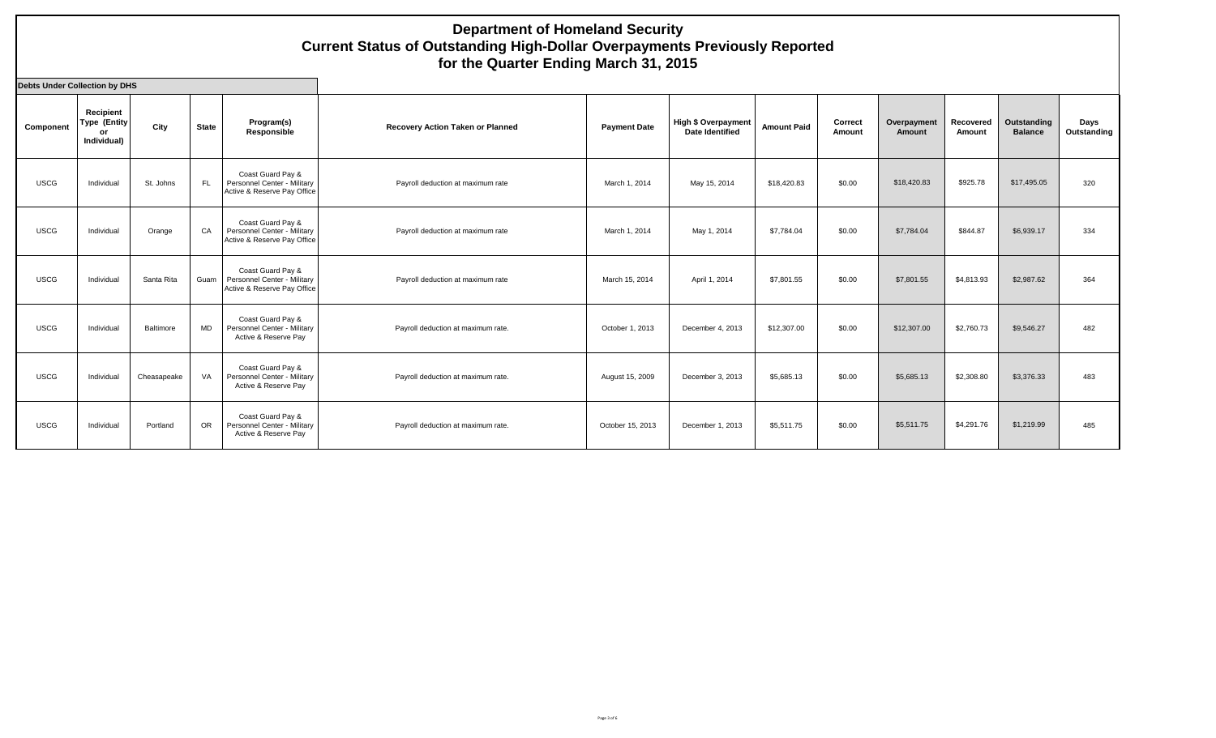# Department of Homeland Security
## Current Status of Outstanding High-Dollar Overpayments Previously Reported
## for the Quarter Ending March 31, 2015

**Debts Under Collection by DHS**

| Component | Recipient Type (Entity or Individual) | City | State | Program(s) Responsible | Recovery Action Taken or Planned | Payment Date | High $ Overpayment Date Identified | Amount Paid | Correct Amount | Overpayment Amount | Recovered Amount | Outstanding Balance | Days Outstanding |
|---|---|---|---|---|---|---|---|---|---|---|---|---|---|
| USCG | Individual | St. Johns | FL | Coast Guard Pay & Personnel Center - Military Active & Reserve Pay Office | Payroll deduction at maximum rate | March 1, 2014 | May 15, 2014 | $18,420.83 | $0.00 | $18,420.83 | $925.78 | $17,495.05 | 320 |
| USCG | Individual | Orange | CA | Coast Guard Pay & Personnel Center - Military Active & Reserve Pay Office | Payroll deduction at maximum rate | March 1, 2014 | May 1, 2014 | $7,784.04 | $0.00 | $7,784.04 | $844.87 | $6,939.17 | 334 |
| USCG | Individual | Santa Rita | Guam | Coast Guard Pay & Personnel Center - Military Active & Reserve Pay Office | Payroll deduction at maximum rate | March 15, 2014 | April 1, 2014 | $7,801.55 | $0.00 | $7,801.55 | $4,813.93 | $2,987.62 | 364 |
| USCG | Individual | Baltimore | MD | Coast Guard Pay & Personnel Center - Military Active & Reserve Pay | Payroll deduction at maximum rate. | October 1, 2013 | December 4, 2013 | $12,307.00 | $0.00 | $12,307.00 | $2,760.73 | $9,546.27 | 482 |
| USCG | Individual | Cheasapeake | VA | Coast Guard Pay & Personnel Center - Military Active & Reserve Pay | Payroll deduction at maximum rate. | August 15, 2009 | December 3, 2013 | $5,685.13 | $0.00 | $5,685.13 | $2,308.80 | $3,376.33 | 483 |
| USCG | Individual | Portland | OR | Coast Guard Pay & Personnel Center - Military Active & Reserve Pay | Payroll deduction at maximum rate. | October 15, 2013 | December 1, 2013 | $5,511.75 | $0.00 | $5,511.75 | $4,291.76 | $1,219.99 | 485 |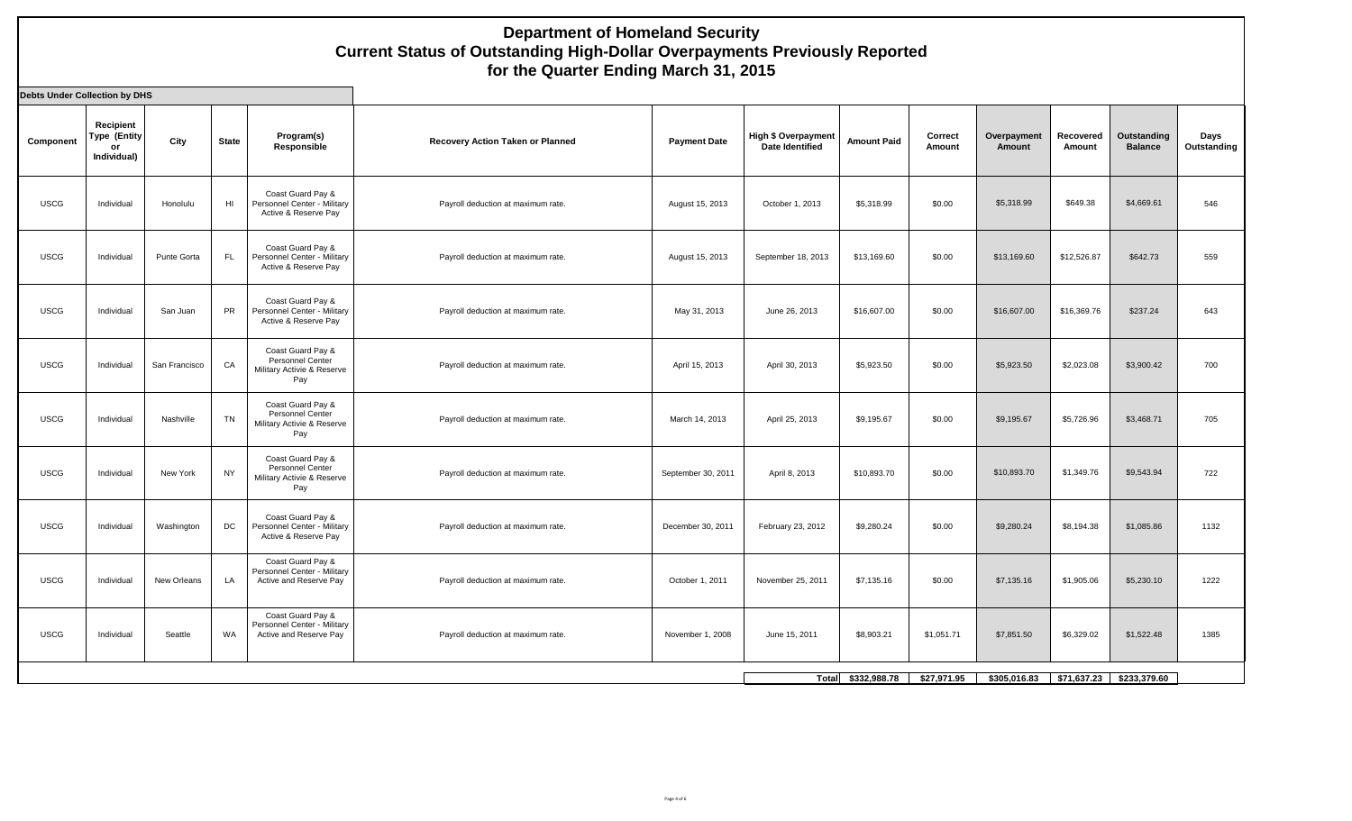# Department of Homeland Security
## Current Status of Outstanding High-Dollar Overpayments Previously Reported for the Quarter Ending March 31, 2015

**Debts Under Collection by DHS**

| Component | Recipient Type (Entity or Individual) | City | State | Program(s) Responsible | Recovery Action Taken or Planned | Payment Date | High $ Overpayment Date Identified | Amount Paid | Correct Amount | Overpayment Amount | Recovered Amount | Outstanding Balance | Days Outstanding |
|---|---|---|---|---|---|---|---|---|---|---|---|---|---|
| USCG | Individual | Honolulu | HI | Coast Guard Pay & Personnel Center - Military Active & Reserve Pay | Payroll deduction at maximum rate. | August 15, 2013 | October 1, 2013 | $5,318.99 | $0.00 | $5,318.99 | $649.38 | $4,669.61 | 546 |
| USCG | Individual | Punte Gorta | FL | Coast Guard Pay & Personnel Center - Military Active & Reserve Pay | Payroll deduction at maximum rate. | August 15, 2013 | September 18, 2013 | $13,169.60 | $0.00 | $13,169.60 | $12,526.87 | $642.73 | 559 |
| USCG | Individual | San Juan | PR | Coast Guard Pay & Personnel Center - Military Active & Reserve Pay | Payroll deduction at maximum rate. | May 31, 2013 | June 26, 2013 | $16,607.00 | $0.00 | $16,607.00 | $16,369.76 | $237.24 | 643 |
| USCG | Individual | San Francisco | CA | Coast Guard Pay & Personnel Center Military Activie & Reserve Pay | Payroll deduction at maximum rate. | April 15, 2013 | April 30, 2013 | $5,923.50 | $0.00 | $5,923.50 | $2,023.08 | $3,900.42 | 700 |
| USCG | Individual | Nashville | TN | Coast Guard Pay & Personnel Center Military Activie & Reserve Pay | Payroll deduction at maximum rate. | March 14, 2013 | April 25, 2013 | $9,195.67 | $0.00 | $9,195.67 | $5,726.96 | $3,468.71 | 705 |
| USCG | Individual | New York | NY | Coast Guard Pay & Personnel Center Military Activie & Reserve Pay | Payroll deduction at maximum rate. | September 30, 2011 | April 8, 2013 | $10,893.70 | $0.00 | $10,893.70 | $1,349.76 | $9,543.94 | 722 |
| USCG | Individual | Washington | DC | Coast Guard Pay & Personnel Center - Military Active & Reserve Pay | Payroll deduction at maximum rate. | December 30, 2011 | February 23, 2012 | $9,280.24 | $0.00 | $9,280.24 | $8,194.38 | $1,085.86 | 1132 |
| USCG | Individual | New Orleans | LA | Coast Guard Pay & Personnel Center - Military Active and Reserve Pay | Payroll deduction at maximum rate. | October 1, 2011 | November 25, 2011 | $7,135.16 | $0.00 | $7,135.16 | $1,905.06 | $5,230.10 | 1222 |
| USCG | Individual | Seattle | WA | Coast Guard Pay & Personnel Center - Military Active and Reserve Pay | Payroll deduction at maximum rate. | November 1, 2008 | June 15, 2011 | $8,903.21 | $1,051.71 | $7,851.50 | $6,329.02 | $1,522.48 | 1385 |
| | | | | | | | Total | $332,988.78 | $27,971.95 | $305,016.83 | $71,637.23 | $233,379.60 | |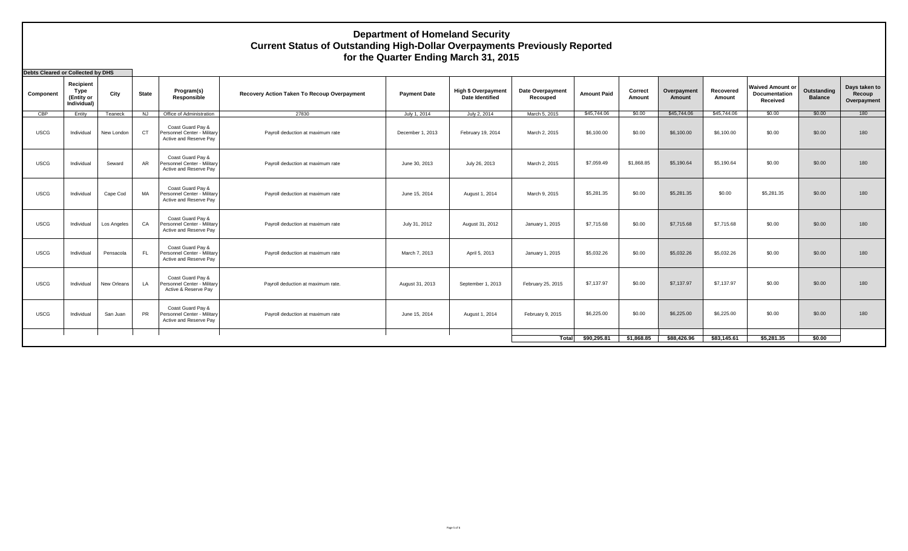# Department of Homeland Security
## Current Status of Outstanding High-Dollar Overpayments Previously Reported
## for the Quarter Ending March 31, 2015

**Debts Cleared or Collected by DHS**

| Component | Recipient Type (Entity or Individual) | City | State | Program(s) Responsible | Recovery Action Taken To Recoup Overpayment | Payment Date | High $ Overpayment Date Identified | Date Overpayment Recouped | Amount Paid | Correct Amount | Overpayment Amount | Recovered Amount | Waived Amount or Documentation Received | Outstanding Balance | Days taken to Recoup Overpayment |
|---|---|---|---|---|---|---|---|---|---|---|---|---|---|---|---|
| CBP | Entity | Teaneck | NJ | Office of Administration | 27830 | July 1, 2014 | July 2, 2014 | March 5, 2015 | $45,744.06 | $0.00 | $45,744.06 | $45,744.06 | $0.00 | $0.00 | 180 |
| USCG | Individual | New London | CT | Coast Guard Pay & Personnel Center - Military Active and Reserve Pay | Payroll deduction at maximum rate | December 1, 2013 | February 19, 2014 | March 2, 2015 | $6,100.00 | $0.00 | $6,100.00 | $6,100.00 | $0.00 | $0.00 | 180 |
| USCG | Individual | Seward | AR | Coast Guard Pay & Personnel Center - Military Active and Reserve Pay | Payroll deduction at maximum rate | June 30, 2013 | July 26, 2013 | March 2, 2015 | $7,059.49 | $1,868.85 | $5,190.64 | $5,190.64 | $0.00 | $0.00 | 180 |
| USCG | Individual | Cape Cod | MA | Coast Guard Pay & Personnel Center - Military Active and Reserve Pay | Payroll deduction at maximum rate | June 15, 2014 | August 1, 2014 | March 9, 2015 | $5,281.35 | $0.00 | $5,281.35 | $0.00 | $5,281.35 | $0.00 | 180 |
| USCG | Individual | Los Angeles | CA | Coast Guard Pay & Personnel Center - Military Active and Reserve Pay | Payroll deduction at maximum rate | July 31, 2012 | August 31, 2012 | January 1, 2015 | $7,715.68 | $0.00 | $7,715.68 | $7,715.68 | $0.00 | $0.00 | 180 |
| USCG | Individual | Pensacola | FL | Coast Guard Pay & Personnel Center - Military Active and Reserve Pay | Payroll deduction at maximum rate | March 7, 2013 | April 5, 2013 | January 1, 2015 | $5,032.26 | $0.00 | $5,032.26 | $5,032.26 | $0.00 | $0.00 | 180 |
| USCG | Individual | New Orleans | LA | Coast Guard Pay & Personnel Center - Military Active & Reserve Pay | Payroll deduction at maximum rate. | August 31, 2013 | September 1, 2013 | February 25, 2015 | $7,137.97 | $0.00 | $7,137.97 | $7,137.97 | $0.00 | $0.00 | 180 |
| USCG | Individual | San Juan | PR | Coast Guard Pay & Personnel Center - Military Active and Reserve Pay | Payroll deduction at maximum rate | June 15, 2014 | August 1, 2014 | February 9, 2015 | $6,225.00 | $0.00 | $6,225.00 | $6,225.00 | $0.00 | $0.00 | 180 |
| | | | | | | | | **Total** | **$90,295.81** | **$1,868.85** | **$88,426.96** | **$83,145.61** | **$5,281.35** | **$0.00** | |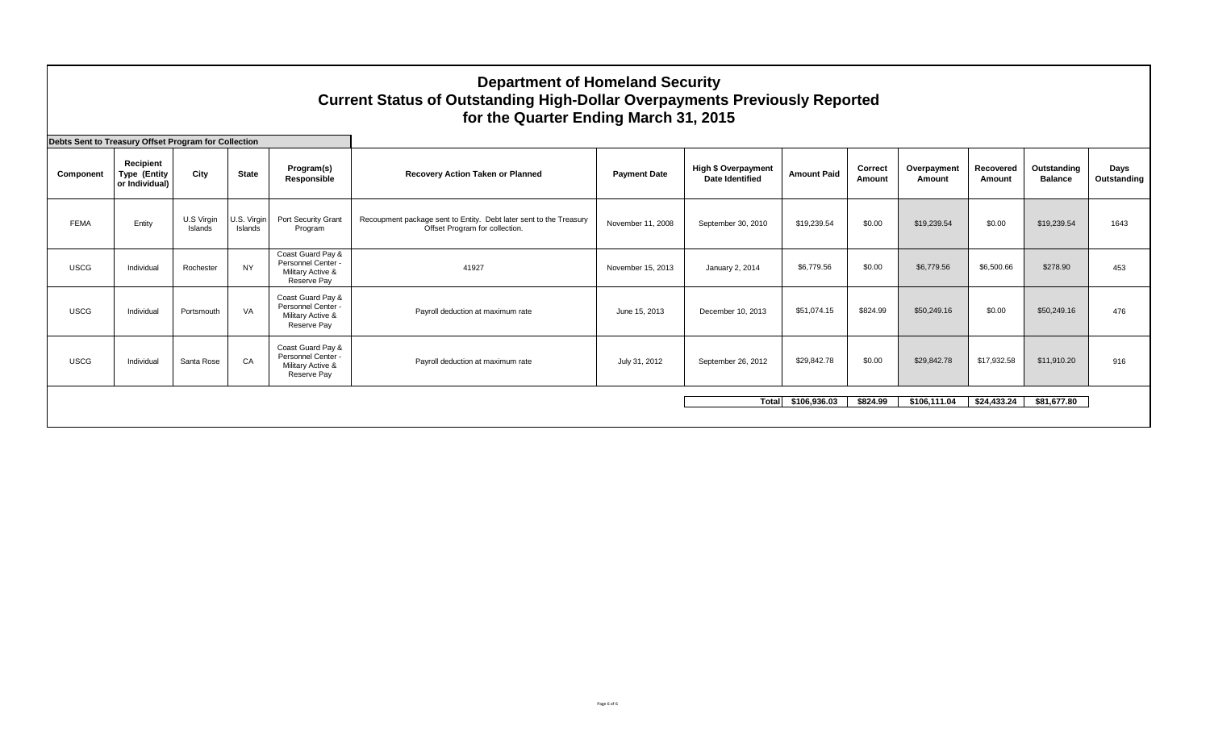# Department of Homeland Security
## Current Status of Outstanding High-Dollar Overpayments Previously Reported
## for the Quarter Ending March 31, 2015

**Debts Sent to Treasury Offset Program for Collection**

| Component | Recipient Type (Entity or Individual) | City | State | Program(s) Responsible | Recovery Action Taken or Planned | Payment Date | High $ Overpayment Date Identified | Amount Paid | Correct Amount | Overpayment Amount | Recovered Amount | Outstanding Balance | Days Outstanding |
|---|---|---|---|---|---|---|---|---|---|---|---|---|---|
| FEMA | Entity | U.S Virgin Islands | U.S. Virgin Islands | Port Security Grant Program | Recoupment package sent to Entity. Debt later sent to the Treasury Offset Program for collection. | November 11, 2008 | September 30, 2010 | $19,239.54 | $0.00 | $19,239.54 | $0.00 | $19,239.54 | 1643 |
| USCG | Individual | Rochester | NY | Coast Guard Pay & Personnel Center - Military Active & Reserve Pay | 41927 | November 15, 2013 | January 2, 2014 | $6,779.56 | $0.00 | $6,779.56 | $6,500.66 | $278.90 | 453 |
| USCG | Individual | Portsmouth | VA | Coast Guard Pay & Personnel Center - Military Active & Reserve Pay | Payroll deduction at maximum rate | June 15, 2013 | December 10, 2013 | $51,074.15 | $824.99 | $50,249.16 | $0.00 | $50,249.16 | 476 |
| USCG | Individual | Santa Rose | CA | Coast Guard Pay & Personnel Center - Military Active & Reserve Pay | Payroll deduction at maximum rate | July 31, 2012 | September 26, 2012 | $29,842.78 | $0.00 | $29,842.78 | $17,932.58 | $11,910.20 | 916 |
| | | | | | | | Total | $106,936.03 | $824.99 | $106,111.04 | $24,433.24 | $81,677.80 | |